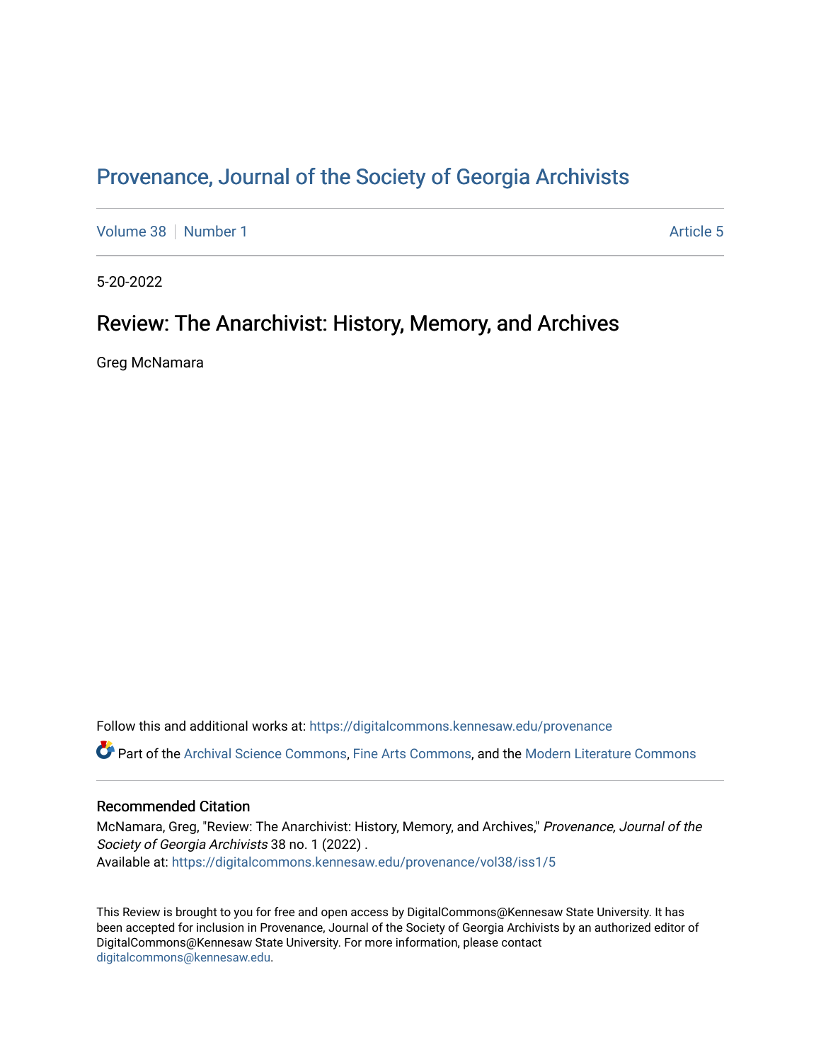# Provenance, Journal of the Society of Georgia Archivists

Volume 38 | Number 1 — Article 5

5-20-2022

## Review: The Anarchivist: History, Memory, and Archives

Greg McNamara

Follow this and additional works at: https://digitalcommons.kennesaw.edu/provenance

Part of the Archival Science Commons, Fine Arts Commons, and the Modern Literature Commons

### Recommended Citation

McNamara, Greg, "Review: The Anarchivist: History, Memory, and Archives," *Provenance, Journal of the Society of Georgia Archivists* 38 no. 1 (2022) .
Available at: https://digitalcommons.kennesaw.edu/provenance/vol38/iss1/5

This Review is brought to you for free and open access by DigitalCommons@Kennesaw State University. It has been accepted for inclusion in Provenance, Journal of the Society of Georgia Archivists by an authorized editor of DigitalCommons@Kennesaw State University. For more information, please contact digitalcommons@kennesaw.edu.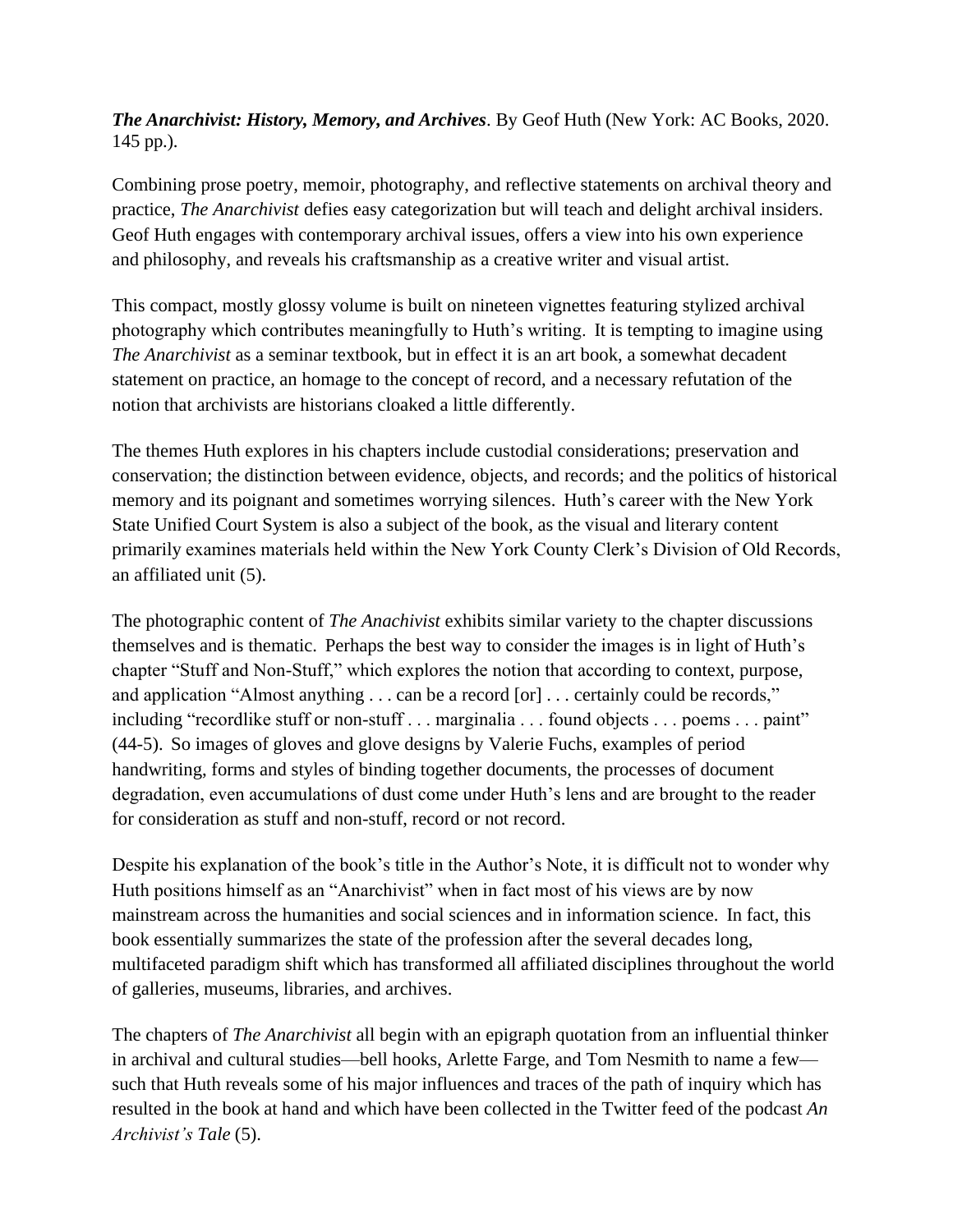***The Anarchivist: History, Memory, and Archives***. By Geof Huth (New York: AC Books, 2020. 145 pp.).

Combining prose poetry, memoir, photography, and reflective statements on archival theory and practice, *The Anarchivist* defies easy categorization but will teach and delight archival insiders. Geof Huth engages with contemporary archival issues, offers a view into his own experience and philosophy, and reveals his craftsmanship as a creative writer and visual artist.

This compact, mostly glossy volume is built on nineteen vignettes featuring stylized archival photography which contributes meaningfully to Huth's writing. It is tempting to imagine using *The Anarchivist* as a seminar textbook, but in effect it is an art book, a somewhat decadent statement on practice, an homage to the concept of record, and a necessary refutation of the notion that archivists are historians cloaked a little differently.

The themes Huth explores in his chapters include custodial considerations; preservation and conservation; the distinction between evidence, objects, and records; and the politics of historical memory and its poignant and sometimes worrying silences. Huth's career with the New York State Unified Court System is also a subject of the book, as the visual and literary content primarily examines materials held within the New York County Clerk's Division of Old Records, an affiliated unit (5).

The photographic content of *The Anachivist* exhibits similar variety to the chapter discussions themselves and is thematic. Perhaps the best way to consider the images is in light of Huth's chapter "Stuff and Non-Stuff," which explores the notion that according to context, purpose, and application "Almost anything . . . can be a record [or] . . . certainly could be records," including "recordlike stuff or non-stuff . . . marginalia . . . found objects . . . poems . . . paint" (44-5). So images of gloves and glove designs by Valerie Fuchs, examples of period handwriting, forms and styles of binding together documents, the processes of document degradation, even accumulations of dust come under Huth's lens and are brought to the reader for consideration as stuff and non-stuff, record or not record.

Despite his explanation of the book's title in the Author's Note, it is difficult not to wonder why Huth positions himself as an "Anarchivist" when in fact most of his views are by now mainstream across the humanities and social sciences and in information science. In fact, this book essentially summarizes the state of the profession after the several decades long, multifaceted paradigm shift which has transformed all affiliated disciplines throughout the world of galleries, museums, libraries, and archives.

The chapters of *The Anarchivist* all begin with an epigraph quotation from an influential thinker in archival and cultural studies—bell hooks, Arlette Farge, and Tom Nesmith to name a few—such that Huth reveals some of his major influences and traces of the path of inquiry which has resulted in the book at hand and which have been collected in the Twitter feed of the podcast *An Archivist's Tale* (5).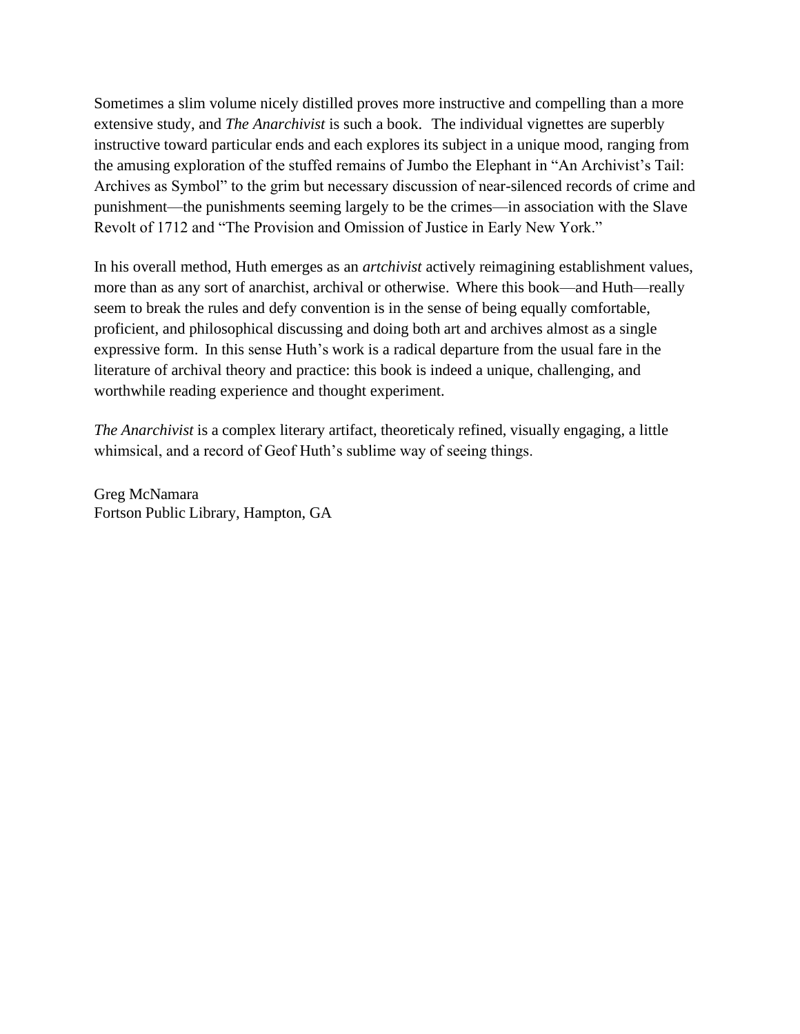Sometimes a slim volume nicely distilled proves more instructive and compelling than a more extensive study, and *The Anarchivist* is such a book. The individual vignettes are superbly instructive toward particular ends and each explores its subject in a unique mood, ranging from the amusing exploration of the stuffed remains of Jumbo the Elephant in "An Archivist's Tail: Archives as Symbol" to the grim but necessary discussion of near-silenced records of crime and punishment—the punishments seeming largely to be the crimes—in association with the Slave Revolt of 1712 and "The Provision and Omission of Justice in Early New York."

In his overall method, Huth emerges as an *artchivist* actively reimagining establishment values, more than as any sort of anarchist, archival or otherwise. Where this book—and Huth—really seem to break the rules and defy convention is in the sense of being equally comfortable, proficient, and philosophical discussing and doing both art and archives almost as a single expressive form. In this sense Huth's work is a radical departure from the usual fare in the literature of archival theory and practice: this book is indeed a unique, challenging, and worthwhile reading experience and thought experiment.

*The Anarchivist* is a complex literary artifact, theoreticaly refined, visually engaging, a little whimsical, and a record of Geof Huth's sublime way of seeing things.

Greg McNamara
Fortson Public Library, Hampton, GA